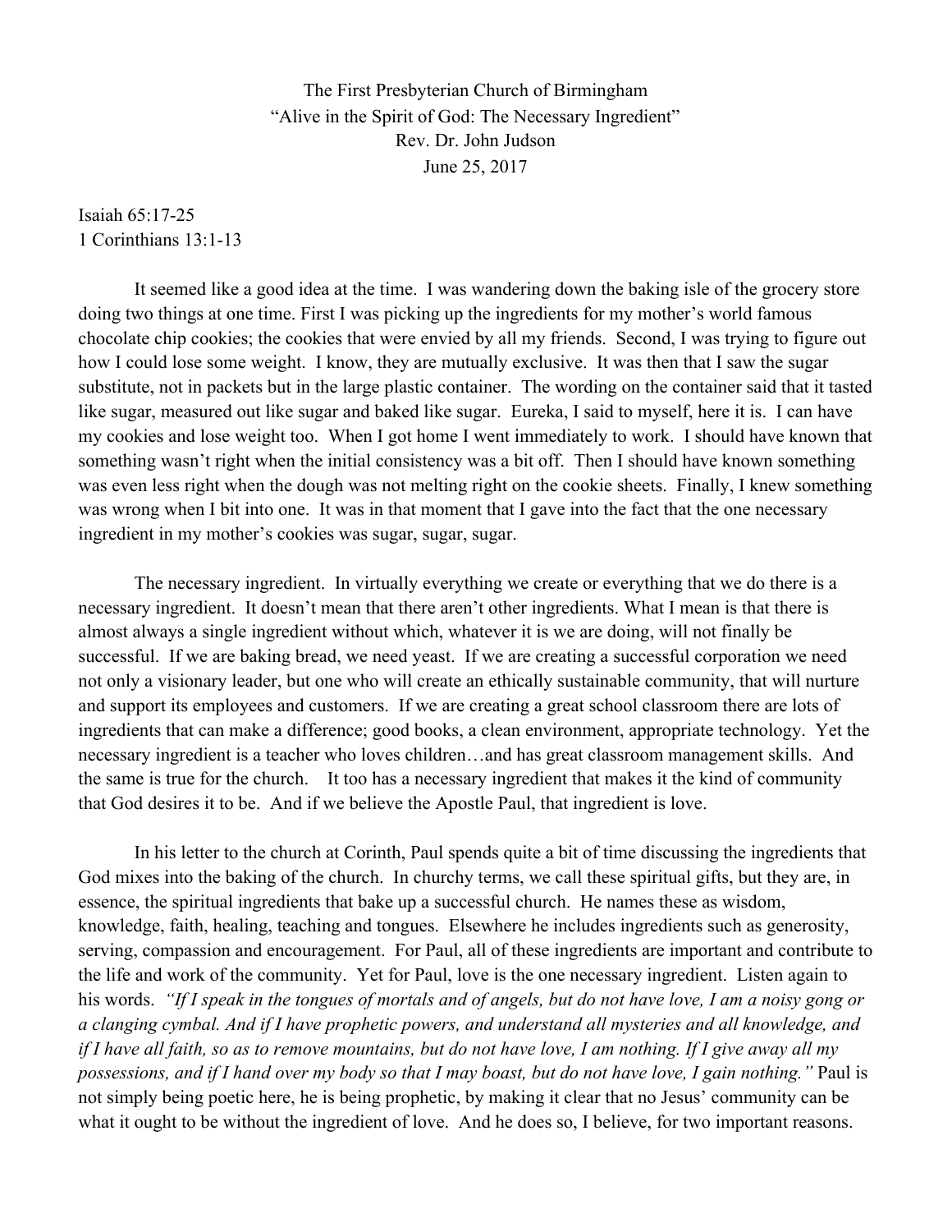The First Presbyterian Church of Birmingham
"Alive in the Spirit of God: The Necessary Ingredient"
Rev. Dr. John Judson
June 25, 2017

Isaiah 65:17-25
1 Corinthians 13:1-13

It seemed like a good idea at the time. I was wandering down the baking isle of the grocery store doing two things at one time. First I was picking up the ingredients for my mother's world famous chocolate chip cookies; the cookies that were envied by all my friends. Second, I was trying to figure out how I could lose some weight. I know, they are mutually exclusive. It was then that I saw the sugar substitute, not in packets but in the large plastic container. The wording on the container said that it tasted like sugar, measured out like sugar and baked like sugar. Eureka, I said to myself, here it is. I can have my cookies and lose weight too. When I got home I went immediately to work. I should have known that something wasn't right when the initial consistency was a bit off. Then I should have known something was even less right when the dough was not melting right on the cookie sheets. Finally, I knew something was wrong when I bit into one. It was in that moment that I gave into the fact that the one necessary ingredient in my mother's cookies was sugar, sugar, sugar.

The necessary ingredient. In virtually everything we create or everything that we do there is a necessary ingredient. It doesn't mean that there aren't other ingredients. What I mean is that there is almost always a single ingredient without which, whatever it is we are doing, will not finally be successful. If we are baking bread, we need yeast. If we are creating a successful corporation we need not only a visionary leader, but one who will create an ethically sustainable community, that will nurture and support its employees and customers. If we are creating a great school classroom there are lots of ingredients that can make a difference; good books, a clean environment, appropriate technology. Yet the necessary ingredient is a teacher who loves children…and has great classroom management skills. And the same is true for the church. It too has a necessary ingredient that makes it the kind of community that God desires it to be. And if we believe the Apostle Paul, that ingredient is love.

In his letter to the church at Corinth, Paul spends quite a bit of time discussing the ingredients that God mixes into the baking of the church. In churchy terms, we call these spiritual gifts, but they are, in essence, the spiritual ingredients that bake up a successful church. He names these as wisdom, knowledge, faith, healing, teaching and tongues. Elsewhere he includes ingredients such as generosity, serving, compassion and encouragement. For Paul, all of these ingredients are important and contribute to the life and work of the community. Yet for Paul, love is the one necessary ingredient. Listen again to his words. *"If I speak in the tongues of mortals and of angels, but do not have love, I am a noisy gong or a clanging cymbal. And if I have prophetic powers, and understand all mysteries and all knowledge, and if I have all faith, so as to remove mountains, but do not have love, I am nothing. If I give away all my possessions, and if I hand over my body so that I may boast, but do not have love, I gain nothing."* Paul is not simply being poetic here, he is being prophetic, by making it clear that no Jesus' community can be what it ought to be without the ingredient of love. And he does so, I believe, for two important reasons.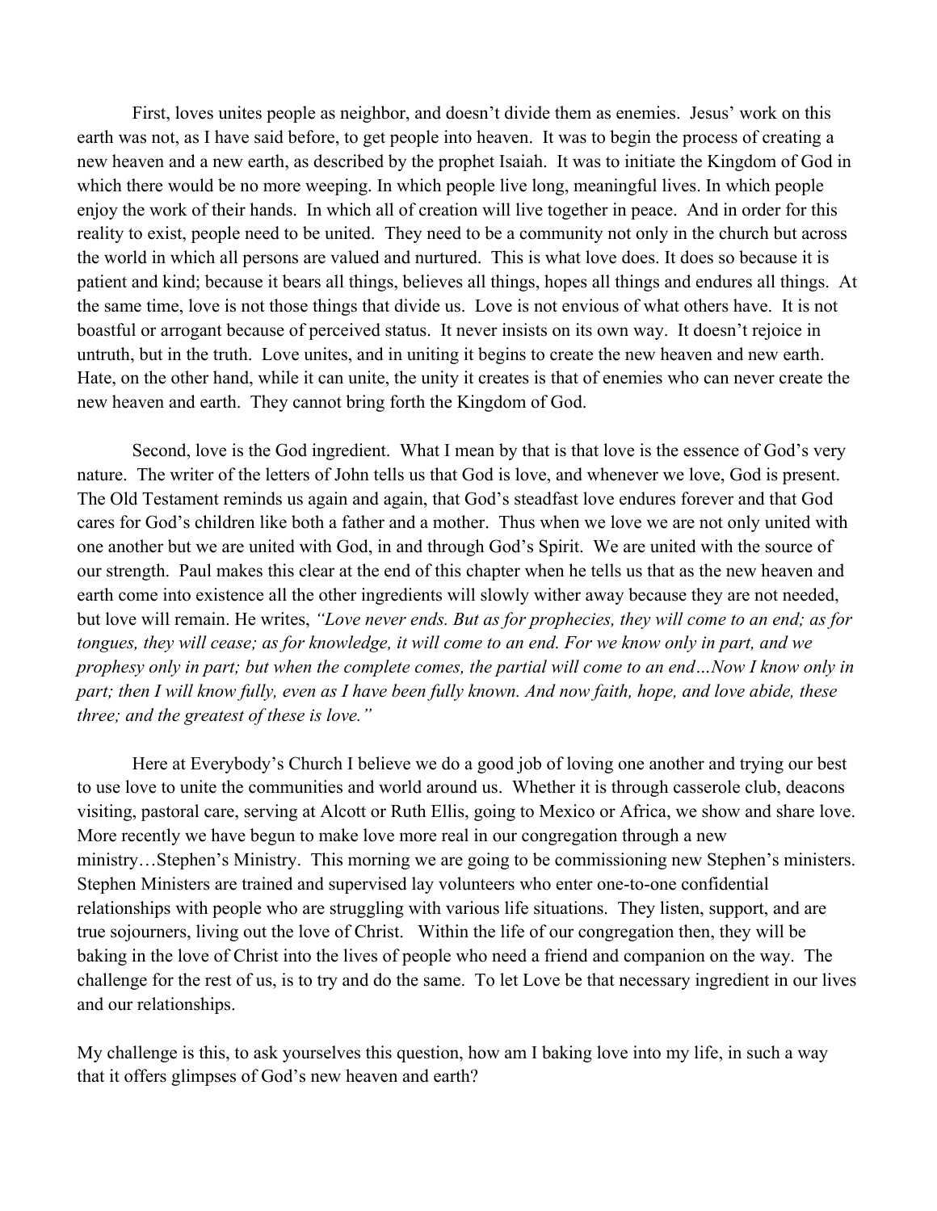First, loves unites people as neighbor, and doesn't divide them as enemies. Jesus' work on this earth was not, as I have said before, to get people into heaven. It was to begin the process of creating a new heaven and a new earth, as described by the prophet Isaiah. It was to initiate the Kingdom of God in which there would be no more weeping. In which people live long, meaningful lives. In which people enjoy the work of their hands. In which all of creation will live together in peace. And in order for this reality to exist, people need to be united. They need to be a community not only in the church but across the world in which all persons are valued and nurtured. This is what love does. It does so because it is patient and kind; because it bears all things, believes all things, hopes all things and endures all things. At the same time, love is not those things that divide us. Love is not envious of what others have. It is not boastful or arrogant because of perceived status. It never insists on its own way. It doesn't rejoice in untruth, but in the truth. Love unites, and in uniting it begins to create the new heaven and new earth. Hate, on the other hand, while it can unite, the unity it creates is that of enemies who can never create the new heaven and earth. They cannot bring forth the Kingdom of God.

Second, love is the God ingredient. What I mean by that is that love is the essence of God's very nature. The writer of the letters of John tells us that God is love, and whenever we love, God is present. The Old Testament reminds us again and again, that God's steadfast love endures forever and that God cares for God's children like both a father and a mother. Thus when we love we are not only united with one another but we are united with God, in and through God's Spirit. We are united with the source of our strength. Paul makes this clear at the end of this chapter when he tells us that as the new heaven and earth come into existence all the other ingredients will slowly wither away because they are not needed, but love will remain. He writes, *"Love never ends. But as for prophecies, they will come to an end; as for tongues, they will cease; as for knowledge, it will come to an end. For we know only in part, and we prophesy only in part; but when the complete comes, the partial will come to an end…Now I know only in part; then I will know fully, even as I have been fully known. And now faith, hope, and love abide, these three; and the greatest of these is love."*

Here at Everybody's Church I believe we do a good job of loving one another and trying our best to use love to unite the communities and world around us. Whether it is through casserole club, deacons visiting, pastoral care, serving at Alcott or Ruth Ellis, going to Mexico or Africa, we show and share love. More recently we have begun to make love more real in our congregation through a new ministry…Stephen's Ministry. This morning we are going to be commissioning new Stephen's ministers. Stephen Ministers are trained and supervised lay volunteers who enter one-to-one confidential relationships with people who are struggling with various life situations. They listen, support, and are true sojourners, living out the love of Christ. Within the life of our congregation then, they will be baking in the love of Christ into the lives of people who need a friend and companion on the way. The challenge for the rest of us, is to try and do the same. To let Love be that necessary ingredient in our lives and our relationships.

My challenge is this, to ask yourselves this question, how am I baking love into my life, in such a way that it offers glimpses of God's new heaven and earth?